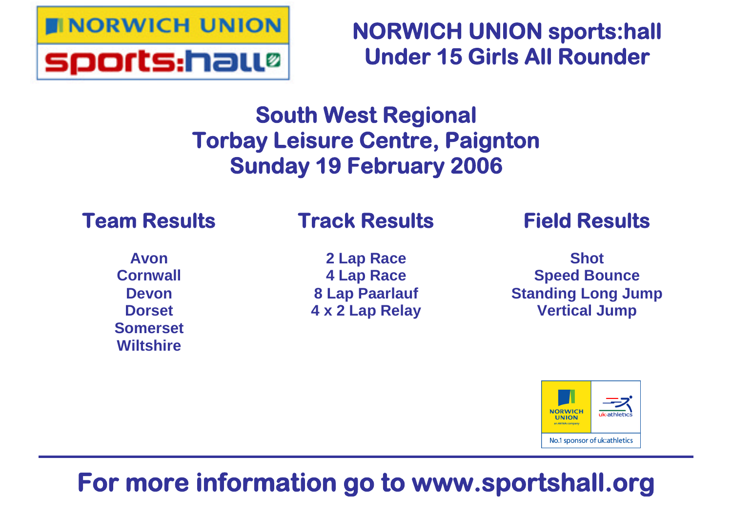# NORWICH UNION sports:hall Under 15 Girls All Rounder

## South West Regional
## Torbay Leisure Centre, Paignton
## Sunday 19 February 2006

### Team Results

Avon
Cornwall
Devon
Dorset
Somerset
Wiltshire

### Track Results

2 Lap Race
4 Lap Race
8 Lap Paarlauf
4 x 2 Lap Relay

### Field Results

Shot
Speed Bounce
Standing Long Jump
Vertical Jump

NORWICH UNION an AVIVA company | uk:athletics
No.1 sponsor of uk:athletics

---

**For more information go to www.sportshall.org**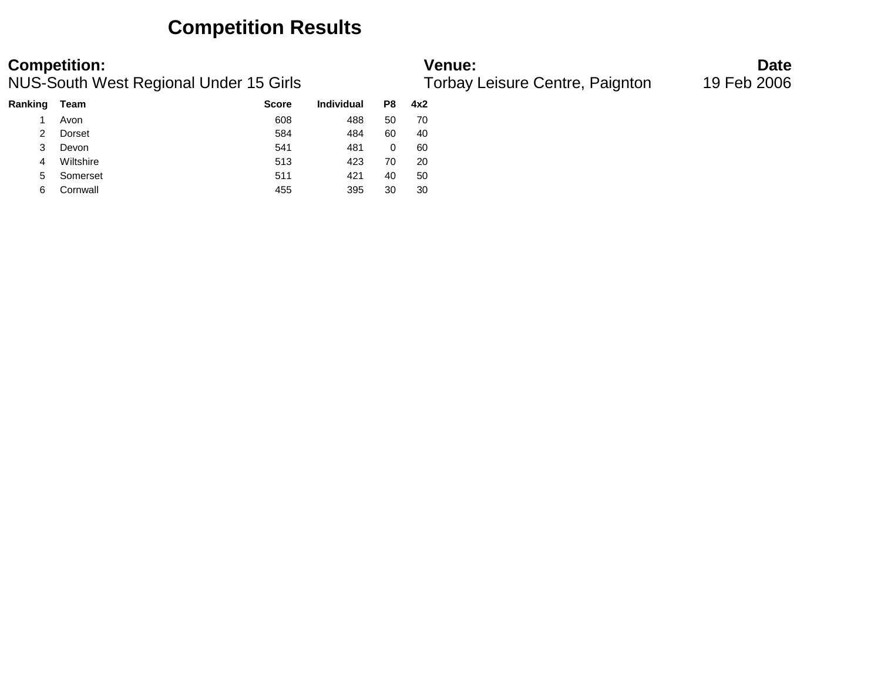# Competition Results

**Competition:**
NUS-South West Regional Under 15 Girls

**Venue:**
Torbay Leisure Centre, Paignton

**Date**
19 Feb 2006

| Ranking | Team | Score | Individual | P8 | 4x2 |
|---|---|---|---|---|---|
| 1 | Avon | 608 | 488 | 50 | 70 |
| 2 | Dorset | 584 | 484 | 60 | 40 |
| 3 | Devon | 541 | 481 | 0 | 60 |
| 4 | Wiltshire | 513 | 423 | 70 | 20 |
| 5 | Somerset | 511 | 421 | 40 | 50 |
| 6 | Cornwall | 455 | 395 | 30 | 30 |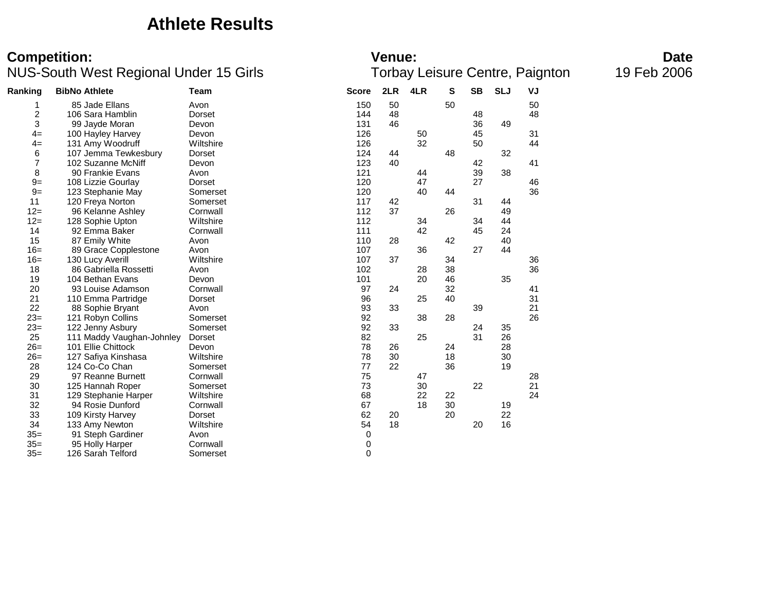# Athlete Results

**Competition:** NUS-South West Regional Under 15 Girls

**Venue:** Torbay Leisure Centre, Paignton

**Date:** 19 Feb 2006

| Ranking | BibNo | Athlete | Team | Score | 2LR | 4LR | S | SB | SLJ | VJ |
|---|---|---|---|---|---|---|---|---|---|---|
| 1 | 85 | Jade Ellans | Avon | 150 | 50 | | 50 | | | 50 |
| 2 | 106 | Sara Hamblin | Dorset | 144 | 48 | | | 48 | | 48 |
| 3 | 99 | Jayde Moran | Devon | 131 | 46 | | | 36 | 49 | |
| 4= | 100 | Hayley Harvey | Devon | 126 | | 50 | | 45 | | 31 |
| 4= | 131 | Amy Woodruff | Wiltshire | 126 | | 32 | | 50 | | 44 |
| 6 | 107 | Jemma Tewkesbury | Dorset | 124 | 44 | | 48 | | 32 | |
| 7 | 102 | Suzanne McNiff | Devon | 123 | 40 | | | 42 | | 41 |
| 8 | 90 | Frankie Evans | Avon | 121 | | 44 | | 39 | 38 | |
| 9= | 108 | Lizzie Gourlay | Dorset | 120 | | 47 | | 27 | | 46 |
| 9= | 123 | Stephanie May | Somerset | 120 | | 40 | 44 | | | 36 |
| 11 | 120 | Freya Norton | Somerset | 117 | 42 | | | 31 | 44 | |
| 12= | 96 | Kelanne Ashley | Cornwall | 112 | 37 | | 26 | | 49 | |
| 12= | 128 | Sophie Upton | Wiltshire | 112 | | 34 | | 34 | 44 | |
| 14 | 92 | Emma Baker | Cornwall | 111 | | 42 | | 45 | 24 | |
| 15 | 87 | Emily White | Avon | 110 | 28 | | 42 | | 40 | |
| 16= | 89 | Grace Copplestone | Avon | 107 | | 36 | | 27 | 44 | |
| 16= | 130 | Lucy Averill | Wiltshire | 107 | 37 | | 34 | | | 36 |
| 18 | 86 | Gabriella Rossetti | Avon | 102 | | 28 | 38 | | | 36 |
| 19 | 104 | Bethan Evans | Devon | 101 | | 20 | 46 | | 35 | |
| 20 | 93 | Louise Adamson | Cornwall | 97 | 24 | | 32 | | | 41 |
| 21 | 110 | Emma Partridge | Dorset | 96 | | 25 | 40 | | | 31 |
| 22 | 88 | Sophie Bryant | Avon | 93 | 33 | | | 39 | | 21 |
| 23= | 121 | Robyn Collins | Somerset | 92 | | 38 | 28 | | | 26 |
| 23= | 122 | Jenny Asbury | Somerset | 92 | 33 | | | 24 | 35 | |
| 25 | 111 | Maddy Vaughan-Johnley | Dorset | 82 | | 25 | | 31 | 26 | |
| 26= | 101 | Ellie Chittock | Devon | 78 | 26 | | 24 | | 28 | |
| 26= | 127 | Safiya Kinshasa | Wiltshire | 78 | 30 | | 18 | | 30 | |
| 28 | 124 | Co-Co Chan | Somerset | 77 | 22 | | 36 | | 19 | |
| 29 | 97 | Reanne Burnett | Cornwall | 75 | | 47 | | | | 28 |
| 30 | 125 | Hannah Roper | Somerset | 73 | | 30 | | 22 | | 21 |
| 31 | 129 | Stephanie Harper | Wiltshire | 68 | | 22 | 22 | | | 24 |
| 32 | 94 | Rosie Dunford | Cornwall | 67 | | 18 | 30 | | 19 | |
| 33 | 109 | Kirsty Harvey | Dorset | 62 | 20 | | 20 | | 22 | |
| 34 | 133 | Amy Newton | Wiltshire | 54 | 18 | | | 20 | 16 | |
| 35= | 91 | Steph Gardiner | Avon | 0 | | | | | | |
| 35= | 95 | Holly Harper | Cornwall | 0 | | | | | | |
| 35= | 126 | Sarah Telford | Somerset | 0 | | | | | | |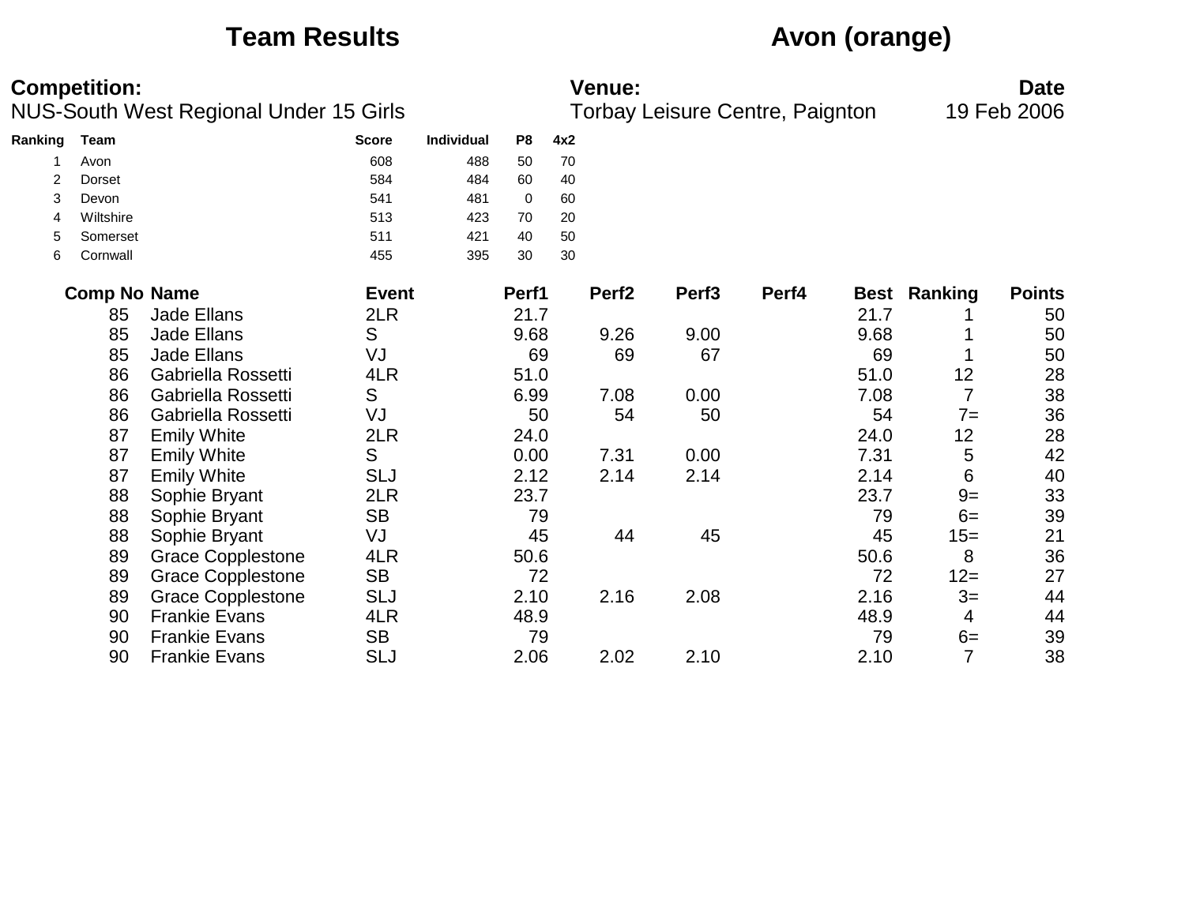# Team Results

# Avon (orange)

**Competition:**
NUS-South West Regional Under 15 Girls

**Venue:**
Torbay Leisure Centre, Paignton

**Date**
19 Feb 2006

| Ranking | Team | Score | Individual | P8 | 4x2 |
|---|---|---|---|---|---|
| 1 | Avon | 608 | 488 | 50 | 70 |
| 2 | Dorset | 584 | 484 | 60 | 40 |
| 3 | Devon | 541 | 481 | 0 | 60 |
| 4 | Wiltshire | 513 | 423 | 70 | 20 |
| 5 | Somerset | 511 | 421 | 40 | 50 |
| 6 | Cornwall | 455 | 395 | 30 | 30 |

| Comp No | Name | Event | Perf1 | Perf2 | Perf3 | Perf4 | Best | Ranking | Points |
|---|---|---|---|---|---|---|---|---|---|
| 85 | Jade Ellans | 2LR | 21.7 | | | | 21.7 | 1 | 50 |
| 85 | Jade Ellans | S | 9.68 | 9.26 | 9.00 | | 9.68 | 1 | 50 |
| 85 | Jade Ellans | VJ | 69 | 69 | 67 | | 69 | 1 | 50 |
| 86 | Gabriella Rossetti | 4LR | 51.0 | | | | 51.0 | 12 | 28 |
| 86 | Gabriella Rossetti | S | 6.99 | 7.08 | 0.00 | | 7.08 | 7 | 38 |
| 86 | Gabriella Rossetti | VJ | 50 | 54 | 50 | | 54 | 7= | 36 |
| 87 | Emily White | 2LR | 24.0 | | | | 24.0 | 12 | 28 |
| 87 | Emily White | S | 0.00 | 7.31 | 0.00 | | 7.31 | 5 | 42 |
| 87 | Emily White | SLJ | 2.12 | 2.14 | 2.14 | | 2.14 | 6 | 40 |
| 88 | Sophie Bryant | 2LR | 23.7 | | | | 23.7 | 9= | 33 |
| 88 | Sophie Bryant | SB | 79 | | | | 79 | 6= | 39 |
| 88 | Sophie Bryant | VJ | 45 | 44 | 45 | | 45 | 15= | 21 |
| 89 | Grace Copplestone | 4LR | 50.6 | | | | 50.6 | 8 | 36 |
| 89 | Grace Copplestone | SB | 72 | | | | 72 | 12= | 27 |
| 89 | Grace Copplestone | SLJ | 2.10 | 2.16 | 2.08 | | 2.16 | 3= | 44 |
| 90 | Frankie Evans | 4LR | 48.9 | | | | 48.9 | 4 | 44 |
| 90 | Frankie Evans | SB | 79 | | | | 79 | 6= | 39 |
| 90 | Frankie Evans | SLJ | 2.06 | 2.02 | 2.10 | | 2.10 | 7 | 38 |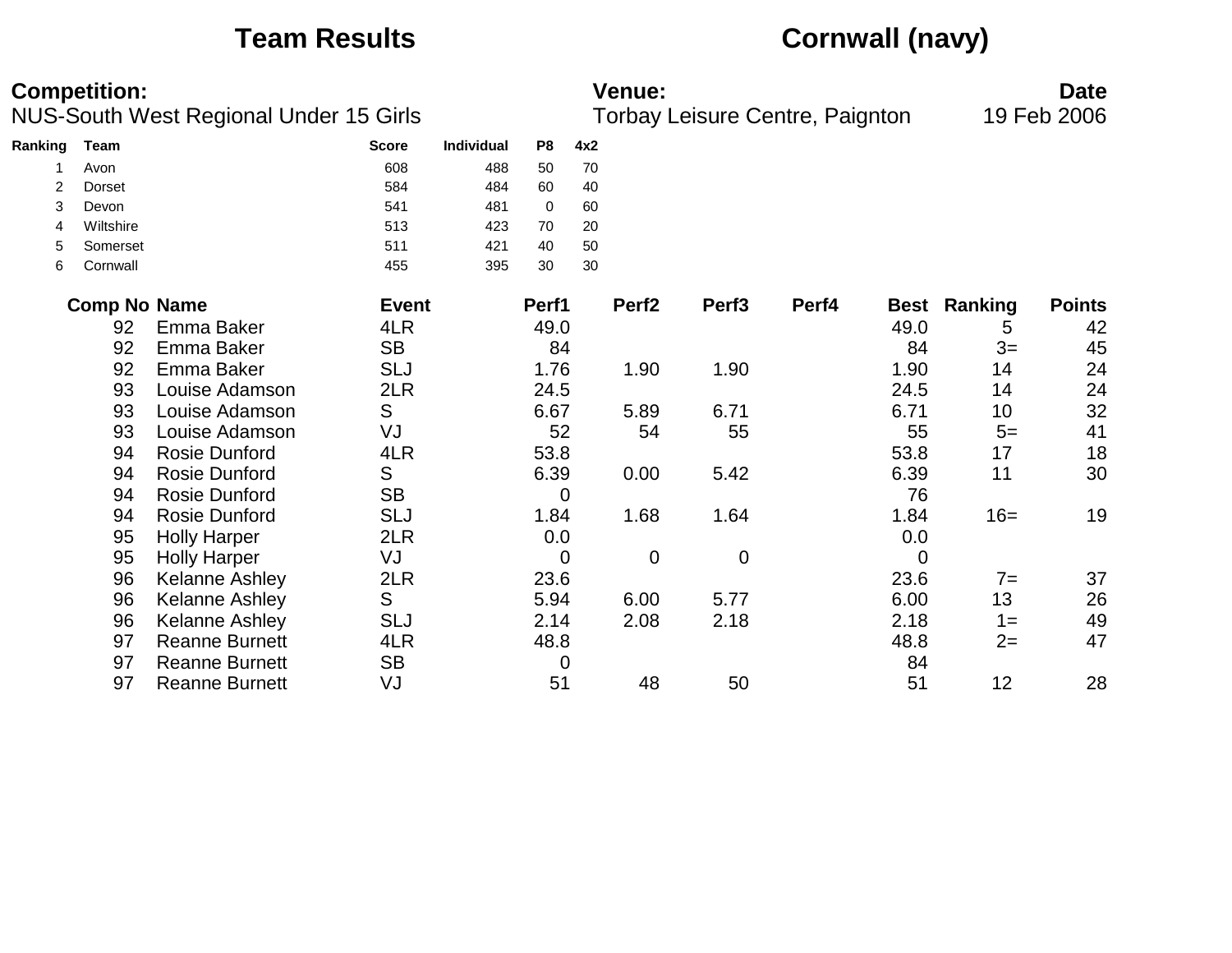# Team Results — Cornwall (navy)

**Competition:**
NUS-South West Regional Under 15 Girls

**Venue:**
Torbay Leisure Centre, Paignton

**Date**
19 Feb 2006

| Ranking | Team | Score | Individual | P8 | 4x2 |
|---|---|---|---|---|---|
| 1 | Avon | 608 | 488 | 50 | 70 |
| 2 | Dorset | 584 | 484 | 60 | 40 |
| 3 | Devon | 541 | 481 | 0 | 60 |
| 4 | Wiltshire | 513 | 423 | 70 | 20 |
| 5 | Somerset | 511 | 421 | 40 | 50 |
| 6 | Cornwall | 455 | 395 | 30 | 30 |

| Comp No | Name | Event | Perf1 | Perf2 | Perf3 | Perf4 | Best | Ranking | Points |
|---|---|---|---|---|---|---|---|---|---|
| 92 | Emma Baker | 4LR | 49.0 | | | | 49.0 | 5 | 42 |
| 92 | Emma Baker | SB | 84 | | | | 84 | 3= | 45 |
| 92 | Emma Baker | SLJ | 1.76 | 1.90 | 1.90 | | 1.90 | 14 | 24 |
| 93 | Louise Adamson | 2LR | 24.5 | | | | 24.5 | 14 | 24 |
| 93 | Louise Adamson | S | 6.67 | 5.89 | 6.71 | | 6.71 | 10 | 32 |
| 93 | Louise Adamson | VJ | 52 | 54 | 55 | | 55 | 5= | 41 |
| 94 | Rosie Dunford | 4LR | 53.8 | | | | 53.8 | 17 | 18 |
| 94 | Rosie Dunford | S | 6.39 | 0.00 | 5.42 | | 6.39 | 11 | 30 |
| 94 | Rosie Dunford | SB | 0 | | | | 76 | | |
| 94 | Rosie Dunford | SLJ | 1.84 | 1.68 | 1.64 | | 1.84 | 16= | 19 |
| 95 | Holly Harper | 2LR | 0.0 | | | | 0.0 | | |
| 95 | Holly Harper | VJ | 0 | 0 | 0 | | 0 | | |
| 96 | Kelanne Ashley | 2LR | 23.6 | | | | 23.6 | 7= | 37 |
| 96 | Kelanne Ashley | S | 5.94 | 6.00 | 5.77 | | 6.00 | 13 | 26 |
| 96 | Kelanne Ashley | SLJ | 2.14 | 2.08 | 2.18 | | 2.18 | 1= | 49 |
| 97 | Reanne Burnett | 4LR | 48.8 | | | | 48.8 | 2= | 47 |
| 97 | Reanne Burnett | SB | 0 | | | | 84 | | |
| 97 | Reanne Burnett | VJ | 51 | 48 | 50 | | 51 | 12 | 28 |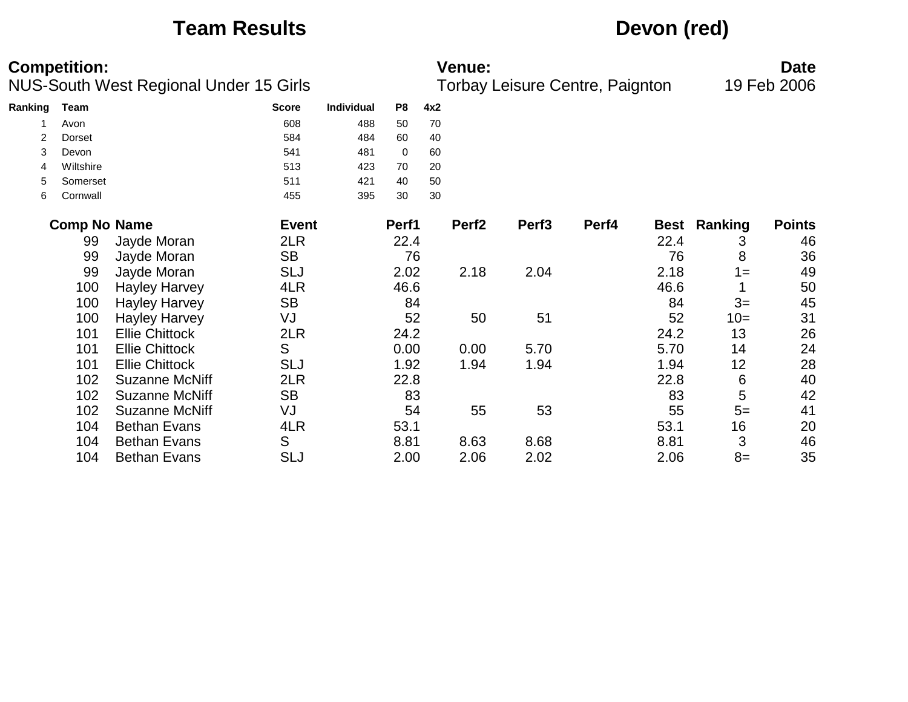# Team Results

# Devon (red)

**Competition:**
NUS-South West Regional Under 15 Girls

**Venue:**
Torbay Leisure Centre, Paignton

**Date**
19 Feb 2006

| Ranking | Team | Score | Individual | P8 | 4x2 |
|---|---|---|---|---|---|
| 1 | Avon | 608 | 488 | 50 | 70 |
| 2 | Dorset | 584 | 484 | 60 | 40 |
| 3 | Devon | 541 | 481 | 0 | 60 |
| 4 | Wiltshire | 513 | 423 | 70 | 20 |
| 5 | Somerset | 511 | 421 | 40 | 50 |
| 6 | Cornwall | 455 | 395 | 30 | 30 |

| Comp No | Name | Event | Perf1 | Perf2 | Perf3 | Perf4 | Best | Ranking | Points |
|---|---|---|---|---|---|---|---|---|---|
| 99 | Jayde Moran | 2LR | 22.4 | | | | 22.4 | 3 | 46 |
| 99 | Jayde Moran | SB | 76 | | | | 76 | 8 | 36 |
| 99 | Jayde Moran | SLJ | 2.02 | 2.18 | 2.04 | | 2.18 | 1= | 49 |
| 100 | Hayley Harvey | 4LR | 46.6 | | | | 46.6 | 1 | 50 |
| 100 | Hayley Harvey | SB | 84 | | | | 84 | 3= | 45 |
| 100 | Hayley Harvey | VJ | 52 | 50 | 51 | | 52 | 10= | 31 |
| 101 | Ellie Chittock | 2LR | 24.2 | | | | 24.2 | 13 | 26 |
| 101 | Ellie Chittock | S | 0.00 | 0.00 | 5.70 | | 5.70 | 14 | 24 |
| 101 | Ellie Chittock | SLJ | 1.92 | 1.94 | 1.94 | | 1.94 | 12 | 28 |
| 102 | Suzanne McNiff | 2LR | 22.8 | | | | 22.8 | 6 | 40 |
| 102 | Suzanne McNiff | SB | 83 | | | | 83 | 5 | 42 |
| 102 | Suzanne McNiff | VJ | 54 | 55 | 53 | | 55 | 5= | 41 |
| 104 | Bethan Evans | 4LR | 53.1 | | | | 53.1 | 16 | 20 |
| 104 | Bethan Evans | S | 8.81 | 8.63 | 8.68 | | 8.81 | 3 | 46 |
| 104 | Bethan Evans | SLJ | 2.00 | 2.06 | 2.02 | | 2.06 | 8= | 35 |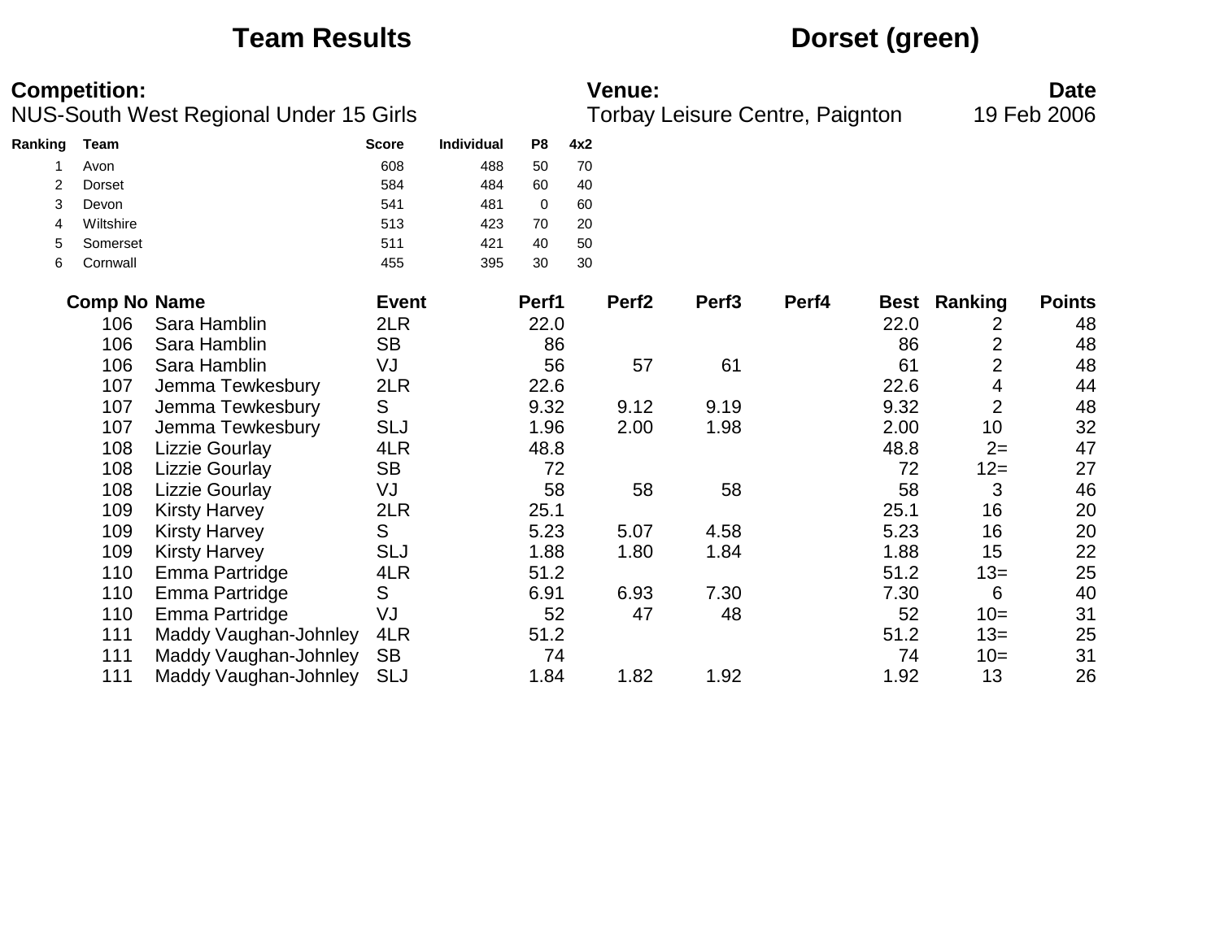# Team Results

# Dorset (green)

**Competition:**
NUS-South West Regional Under 15 Girls

**Venue:**
Torbay Leisure Centre, Paignton

**Date**
19 Feb 2006

| Ranking | Team | Score | Individual | P8 | 4x2 |
|---|---|---|---|---|---|
| 1 | Avon | 608 | 488 | 50 | 70 |
| 2 | Dorset | 584 | 484 | 60 | 40 |
| 3 | Devon | 541 | 481 | 0 | 60 |
| 4 | Wiltshire | 513 | 423 | 70 | 20 |
| 5 | Somerset | 511 | 421 | 40 | 50 |
| 6 | Cornwall | 455 | 395 | 30 | 30 |

| Comp No | Name | Event | Perf1 | Perf2 | Perf3 | Perf4 | Best | Ranking | Points |
|---|---|---|---|---|---|---|---|---|---|
| 106 | Sara Hamblin | 2LR | 22.0 | | | | 22.0 | 2 | 48 |
| 106 | Sara Hamblin | SB | 86 | | | | 86 | 2 | 48 |
| 106 | Sara Hamblin | VJ | 56 | 57 | 61 | | 61 | 2 | 48 |
| 107 | Jemma Tewkesbury | 2LR | 22.6 | | | | 22.6 | 4 | 44 |
| 107 | Jemma Tewkesbury | S | 9.32 | 9.12 | 9.19 | | 9.32 | 2 | 48 |
| 107 | Jemma Tewkesbury | SLJ | 1.96 | 2.00 | 1.98 | | 2.00 | 10 | 32 |
| 108 | Lizzie Gourlay | 4LR | 48.8 | | | | 48.8 | 2= | 47 |
| 108 | Lizzie Gourlay | SB | 72 | | | | 72 | 12= | 27 |
| 108 | Lizzie Gourlay | VJ | 58 | 58 | 58 | | 58 | 3 | 46 |
| 109 | Kirsty Harvey | 2LR | 25.1 | | | | 25.1 | 16 | 20 |
| 109 | Kirsty Harvey | S | 5.23 | 5.07 | 4.58 | | 5.23 | 16 | 20 |
| 109 | Kirsty Harvey | SLJ | 1.88 | 1.80 | 1.84 | | 1.88 | 15 | 22 |
| 110 | Emma Partridge | 4LR | 51.2 | | | | 51.2 | 13= | 25 |
| 110 | Emma Partridge | S | 6.91 | 6.93 | 7.30 | | 7.30 | 6 | 40 |
| 110 | Emma Partridge | VJ | 52 | 47 | 48 | | 52 | 10= | 31 |
| 111 | Maddy Vaughan-Johnley | 4LR | 51.2 | | | | 51.2 | 13= | 25 |
| 111 | Maddy Vaughan-Johnley | SB | 74 | | | | 74 | 10= | 31 |
| 111 | Maddy Vaughan-Johnley | SLJ | 1.84 | 1.82 | 1.92 | | 1.92 | 13 | 26 |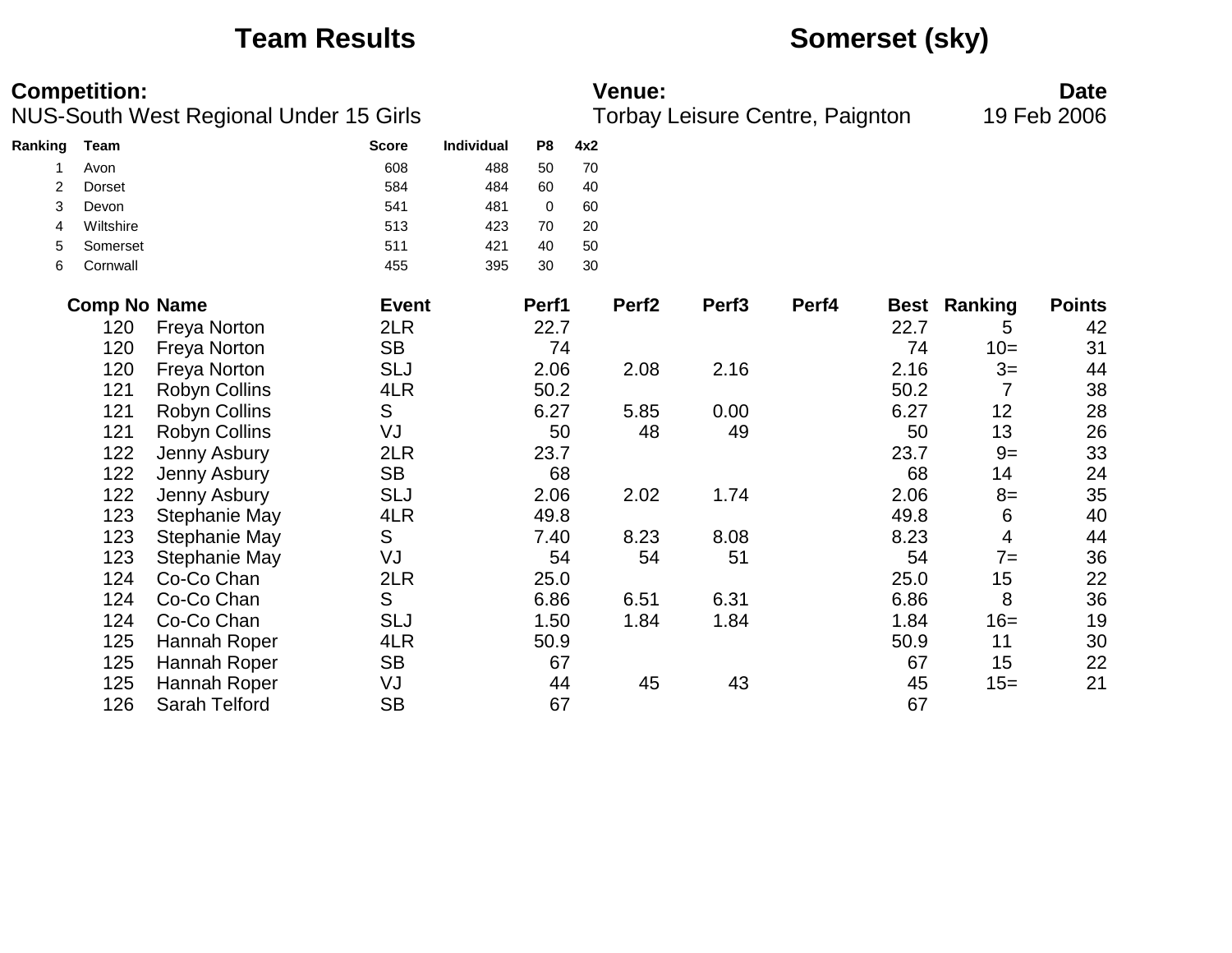# Team Results

## Somerset (sky)

**Competition:**
NUS-South West Regional Under 15 Girls

**Venue:**
Torbay Leisure Centre, Paignton

**Date**
19 Feb 2006

| Ranking | Team | Score | Individual | P8 | 4x2 |
|---|---|---|---|---|---|
| 1 | Avon | 608 | 488 | 50 | 70 |
| 2 | Dorset | 584 | 484 | 60 | 40 |
| 3 | Devon | 541 | 481 | 0 | 60 |
| 4 | Wiltshire | 513 | 423 | 70 | 20 |
| 5 | Somerset | 511 | 421 | 40 | 50 |
| 6 | Cornwall | 455 | 395 | 30 | 30 |

| Comp No | Name | Event | Perf1 | Perf2 | Perf3 | Perf4 | Best | Ranking | Points |
|---|---|---|---|---|---|---|---|---|---|
| 120 | Freya Norton | 2LR | 22.7 | | | | 22.7 | 5 | 42 |
| 120 | Freya Norton | SB | 74 | | | | 74 | 10= | 31 |
| 120 | Freya Norton | SLJ | 2.06 | 2.08 | 2.16 | | 2.16 | 3= | 44 |
| 121 | Robyn Collins | 4LR | 50.2 | | | | 50.2 | 7 | 38 |
| 121 | Robyn Collins | S | 6.27 | 5.85 | 0.00 | | 6.27 | 12 | 28 |
| 121 | Robyn Collins | VJ | 50 | 48 | 49 | | 50 | 13 | 26 |
| 122 | Jenny Asbury | 2LR | 23.7 | | | | 23.7 | 9= | 33 |
| 122 | Jenny Asbury | SB | 68 | | | | 68 | 14 | 24 |
| 122 | Jenny Asbury | SLJ | 2.06 | 2.02 | 1.74 | | 2.06 | 8= | 35 |
| 123 | Stephanie May | 4LR | 49.8 | | | | 49.8 | 6 | 40 |
| 123 | Stephanie May | S | 7.40 | 8.23 | 8.08 | | 8.23 | 4 | 44 |
| 123 | Stephanie May | VJ | 54 | 54 | 51 | | 54 | 7= | 36 |
| 124 | Co-Co Chan | 2LR | 25.0 | | | | 25.0 | 15 | 22 |
| 124 | Co-Co Chan | S | 6.86 | 6.51 | 6.31 | | 6.86 | 8 | 36 |
| 124 | Co-Co Chan | SLJ | 1.50 | 1.84 | 1.84 | | 1.84 | 16= | 19 |
| 125 | Hannah Roper | 4LR | 50.9 | | | | 50.9 | 11 | 30 |
| 125 | Hannah Roper | SB | 67 | | | | 67 | 15 | 22 |
| 125 | Hannah Roper | VJ | 44 | 45 | 43 | | 45 | 15= | 21 |
| 126 | Sarah Telford | SB | 67 | | | | 67 | | |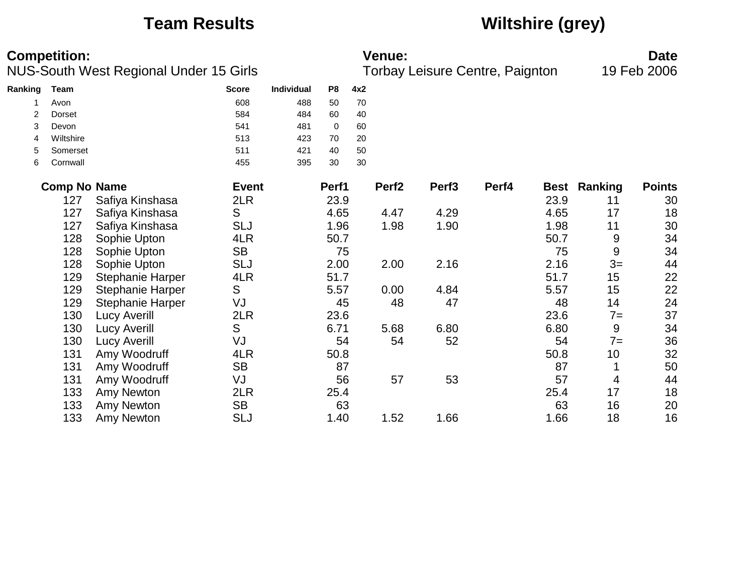# Team Results

## Wiltshire (grey)

**Competition:**
NUS-South West Regional Under 15 Girls

**Venue:**
Torbay Leisure Centre, Paignton

**Date**
19 Feb 2006

| Ranking | Team | Score | Individual | P8 | 4x2 |
|---|---|---|---|---|---|
| 1 | Avon | 608 | 488 | 50 | 70 |
| 2 | Dorset | 584 | 484 | 60 | 40 |
| 3 | Devon | 541 | 481 | 0 | 60 |
| 4 | Wiltshire | 513 | 423 | 70 | 20 |
| 5 | Somerset | 511 | 421 | 40 | 50 |
| 6 | Cornwall | 455 | 395 | 30 | 30 |

| Comp No | Name | Event | Perf1 | Perf2 | Perf3 | Perf4 | Best | Ranking | Points |
|---|---|---|---|---|---|---|---|---|---|
| 127 | Safiya Kinshasa | 2LR | 23.9 | | | | 23.9 | 11 | 30 |
| 127 | Safiya Kinshasa | S | 4.65 | 4.47 | 4.29 | | 4.65 | 17 | 18 |
| 127 | Safiya Kinshasa | SLJ | 1.96 | 1.98 | 1.90 | | 1.98 | 11 | 30 |
| 128 | Sophie Upton | 4LR | 50.7 | | | | 50.7 | 9 | 34 |
| 128 | Sophie Upton | SB | 75 | | | | 75 | 9 | 34 |
| 128 | Sophie Upton | SLJ | 2.00 | 2.00 | 2.16 | | 2.16 | 3= | 44 |
| 129 | Stephanie Harper | 4LR | 51.7 | | | | 51.7 | 15 | 22 |
| 129 | Stephanie Harper | S | 5.57 | 0.00 | 4.84 | | 5.57 | 15 | 22 |
| 129 | Stephanie Harper | VJ | 45 | 48 | 47 | | 48 | 14 | 24 |
| 130 | Lucy Averill | 2LR | 23.6 | | | | 23.6 | 7= | 37 |
| 130 | Lucy Averill | S | 6.71 | 5.68 | 6.80 | | 6.80 | 9 | 34 |
| 130 | Lucy Averill | VJ | 54 | 54 | 52 | | 54 | 7= | 36 |
| 131 | Amy Woodruff | 4LR | 50.8 | | | | 50.8 | 10 | 32 |
| 131 | Amy Woodruff | SB | 87 | | | | 87 | 1 | 50 |
| 131 | Amy Woodruff | VJ | 56 | 57 | 53 | | 57 | 4 | 44 |
| 133 | Amy Newton | 2LR | 25.4 | | | | 25.4 | 17 | 18 |
| 133 | Amy Newton | SB | 63 | | | | 63 | 16 | 20 |
| 133 | Amy Newton | SLJ | 1.40 | 1.52 | 1.66 | | 1.66 | 18 | 16 |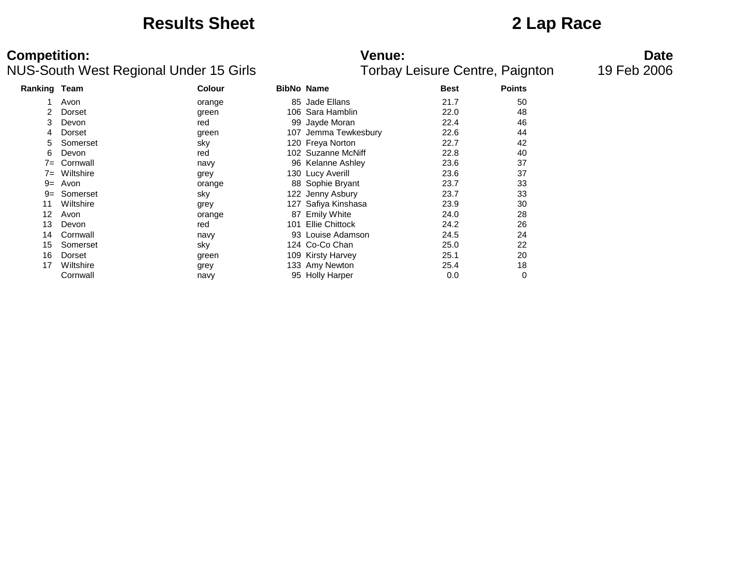# Results Sheet

# 2 Lap Race

**Competition:**
NUS-South West Regional Under 15 Girls

**Venue:**
Torbay Leisure Centre, Paignton

**Date**
19 Feb 2006

| Ranking | Team | Colour | BibNo | Name | Best | Points |
|---|---|---|---|---|---|---|
| 1 | Avon | orange | 85 | Jade Ellans | 21.7 | 50 |
| 2 | Dorset | green | 106 | Sara Hamblin | 22.0 | 48 |
| 3 | Devon | red | 99 | Jayde Moran | 22.4 | 46 |
| 4 | Dorset | green | 107 | Jemma Tewkesbury | 22.6 | 44 |
| 5 | Somerset | sky | 120 | Freya Norton | 22.7 | 42 |
| 6 | Devon | red | 102 | Suzanne McNiff | 22.8 | 40 |
| 7= | Cornwall | navy | 96 | Kelanne Ashley | 23.6 | 37 |
| 7= | Wiltshire | grey | 130 | Lucy Averill | 23.6 | 37 |
| 9= | Avon | orange | 88 | Sophie Bryant | 23.7 | 33 |
| 9= | Somerset | sky | 122 | Jenny Asbury | 23.7 | 33 |
| 11 | Wiltshire | grey | 127 | Safiya Kinshasa | 23.9 | 30 |
| 12 | Avon | orange | 87 | Emily White | 24.0 | 28 |
| 13 | Devon | red | 101 | Ellie Chittock | 24.2 | 26 |
| 14 | Cornwall | navy | 93 | Louise Adamson | 24.5 | 24 |
| 15 | Somerset | sky | 124 | Co-Co Chan | 25.0 | 22 |
| 16 | Dorset | green | 109 | Kirsty Harvey | 25.1 | 20 |
| 17 | Wiltshire | grey | 133 | Amy Newton | 25.4 | 18 |
| | Cornwall | navy | 95 | Holly Harper | 0.0 | 0 |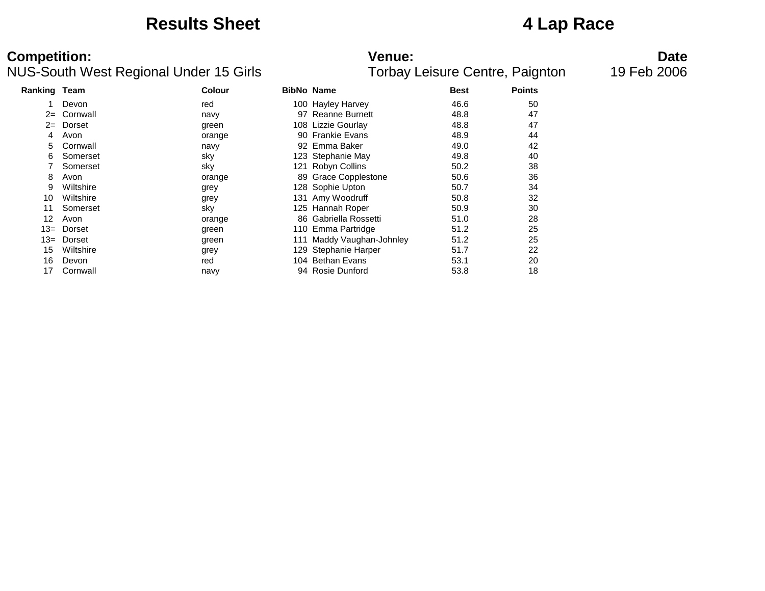# Results Sheet

# 4 Lap Race

**Competition:**
NUS-South West Regional Under 15 Girls

**Venue:**
Torbay Leisure Centre, Paignton

**Date**
19 Feb 2006

| Ranking | Team | Colour | BibNo | Name | Best | Points |
|---|---|---|---|---|---|---|
| 1 | Devon | red | 100 | Hayley Harvey | 46.6 | 50 |
| 2= | Cornwall | navy | 97 | Reanne Burnett | 48.8 | 47 |
| 2= | Dorset | green | 108 | Lizzie Gourlay | 48.8 | 47 |
| 4 | Avon | orange | 90 | Frankie Evans | 48.9 | 44 |
| 5 | Cornwall | navy | 92 | Emma Baker | 49.0 | 42 |
| 6 | Somerset | sky | 123 | Stephanie May | 49.8 | 40 |
| 7 | Somerset | sky | 121 | Robyn Collins | 50.2 | 38 |
| 8 | Avon | orange | 89 | Grace Copplestone | 50.6 | 36 |
| 9 | Wiltshire | grey | 128 | Sophie Upton | 50.7 | 34 |
| 10 | Wiltshire | grey | 131 | Amy Woodruff | 50.8 | 32 |
| 11 | Somerset | sky | 125 | Hannah Roper | 50.9 | 30 |
| 12 | Avon | orange | 86 | Gabriella Rossetti | 51.0 | 28 |
| 13= | Dorset | green | 110 | Emma Partridge | 51.2 | 25 |
| 13= | Dorset | green | 111 | Maddy Vaughan-Johnley | 51.2 | 25 |
| 15 | Wiltshire | grey | 129 | Stephanie Harper | 51.7 | 22 |
| 16 | Devon | red | 104 | Bethan Evans | 53.1 | 20 |
| 17 | Cornwall | navy | 94 | Rosie Dunford | 53.8 | 18 |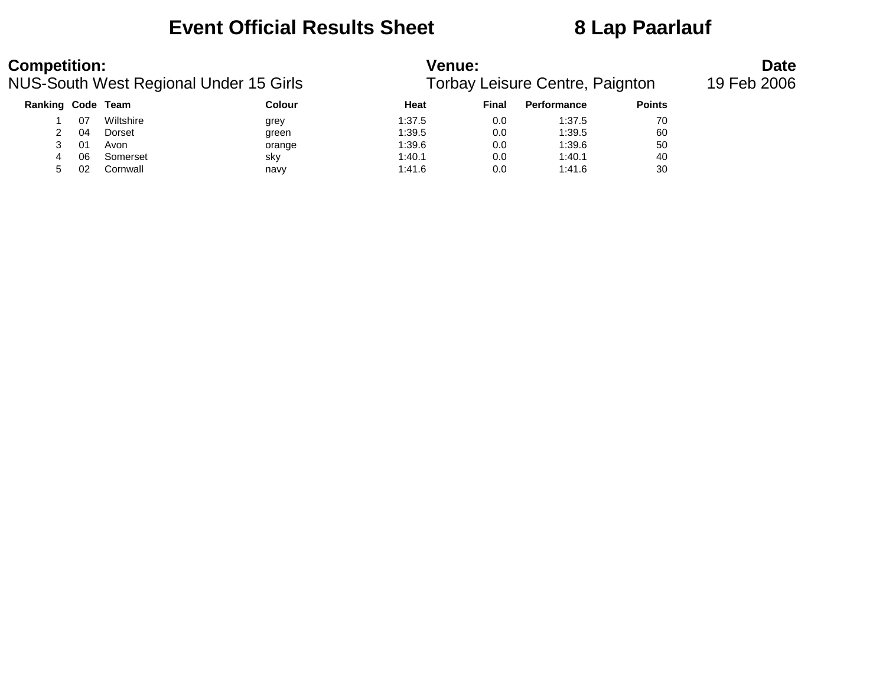# Event Official Results Sheet 8 Lap Paarlauf

**Competition:**
NUS-South West Regional Under 15 Girls

**Venue:**
Torbay Leisure Centre, Paignton

**Date**
19 Feb 2006

| Ranking | Code | Team | Colour | Heat | Final | Performance | Points |
|---|---|---|---|---|---|---|---|
| 1 | 07 | Wiltshire | grey | 1:37.5 | 0.0 | 1:37.5 | 70 |
| 2 | 04 | Dorset | green | 1:39.5 | 0.0 | 1:39.5 | 60 |
| 3 | 01 | Avon | orange | 1:39.6 | 0.0 | 1:39.6 | 50 |
| 4 | 06 | Somerset | sky | 1:40.1 | 0.0 | 1:40.1 | 40 |
| 5 | 02 | Cornwall | navy | 1:41.6 | 0.0 | 1:41.6 | 30 |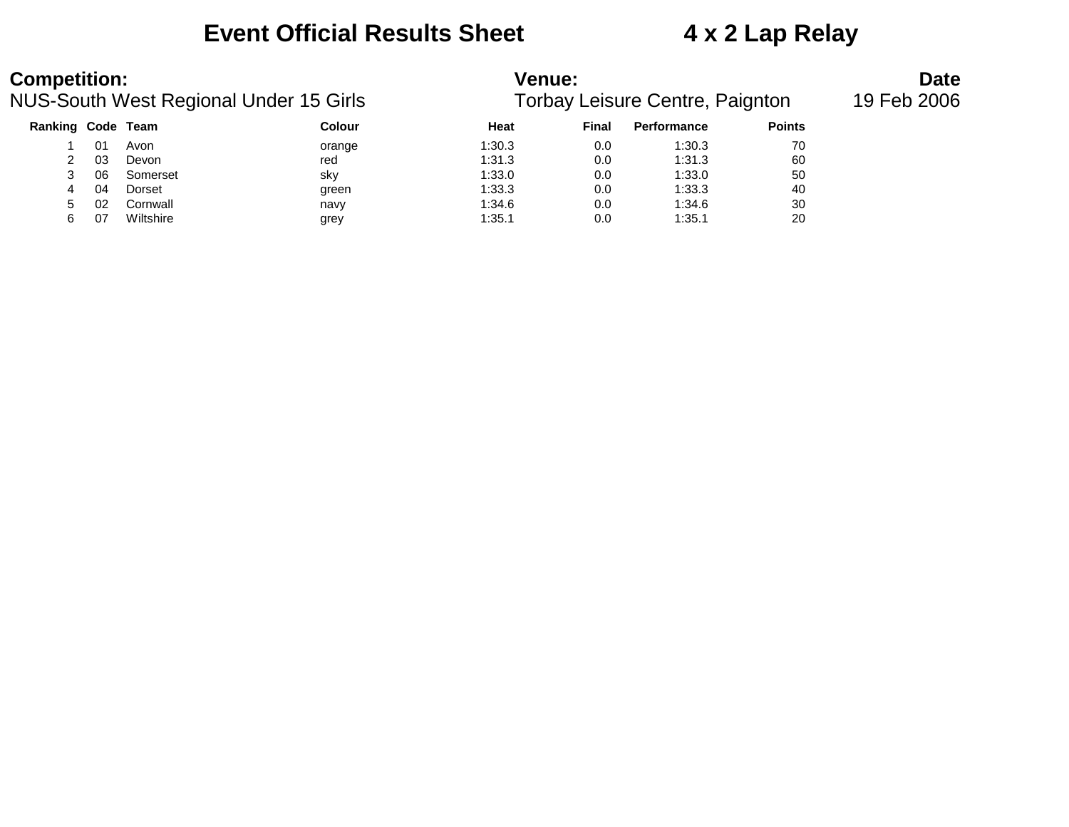# Event Official Results Sheet 4 x 2 Lap Relay

**Competition:**
NUS-South West Regional Under 15 Girls

**Venue:**
Torbay Leisure Centre, Paignton

**Date**
19 Feb 2006

| Ranking | Code | Team | Colour | Heat | Final | Performance | Points |
|---|---|---|---|---|---|---|---|
| 1 | 01 | Avon | orange | 1:30.3 | 0.0 | 1:30.3 | 70 |
| 2 | 03 | Devon | red | 1:31.3 | 0.0 | 1:31.3 | 60 |
| 3 | 06 | Somerset | sky | 1:33.0 | 0.0 | 1:33.0 | 50 |
| 4 | 04 | Dorset | green | 1:33.3 | 0.0 | 1:33.3 | 40 |
| 5 | 02 | Cornwall | navy | 1:34.6 | 0.0 | 1:34.6 | 30 |
| 6 | 07 | Wiltshire | grey | 1:35.1 | 0.0 | 1:35.1 | 20 |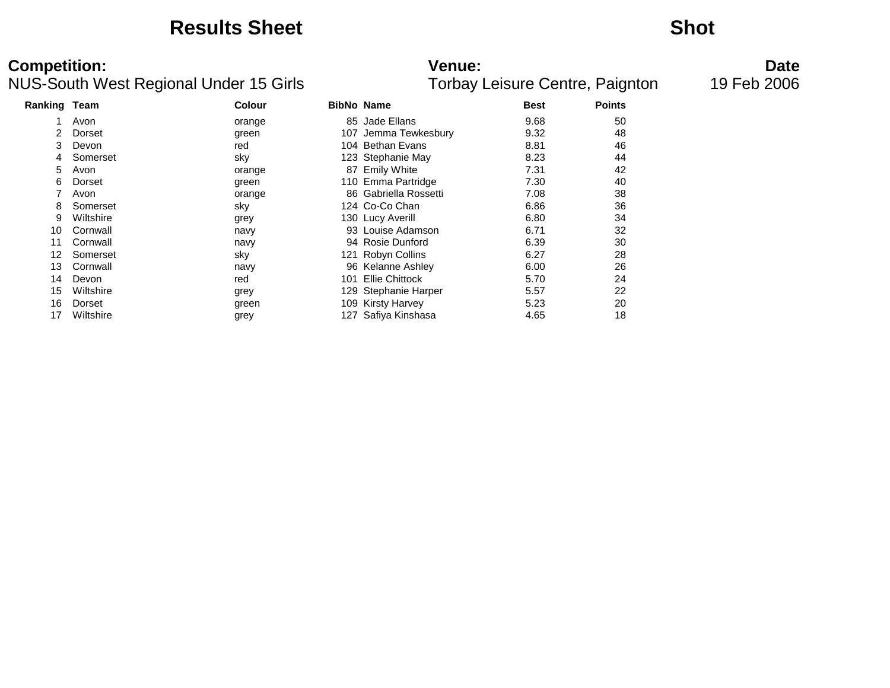# Results Sheet

# Shot

**Competition:**
NUS-South West Regional Under 15 Girls

**Venue:**
Torbay Leisure Centre, Paignton

**Date**
19 Feb 2006

| Ranking | Team | Colour | BibNo | Name | Best | Points |
|---|---|---|---|---|---|---|
| 1 | Avon | orange | 85 | Jade Ellans | 9.68 | 50 |
| 2 | Dorset | green | 107 | Jemma Tewkesbury | 9.32 | 48 |
| 3 | Devon | red | 104 | Bethan Evans | 8.81 | 46 |
| 4 | Somerset | sky | 123 | Stephanie May | 8.23 | 44 |
| 5 | Avon | orange | 87 | Emily White | 7.31 | 42 |
| 6 | Dorset | green | 110 | Emma Partridge | 7.30 | 40 |
| 7 | Avon | orange | 86 | Gabriella Rossetti | 7.08 | 38 |
| 8 | Somerset | sky | 124 | Co-Co Chan | 6.86 | 36 |
| 9 | Wiltshire | grey | 130 | Lucy Averill | 6.80 | 34 |
| 10 | Cornwall | navy | 93 | Louise Adamson | 6.71 | 32 |
| 11 | Cornwall | navy | 94 | Rosie Dunford | 6.39 | 30 |
| 12 | Somerset | sky | 121 | Robyn Collins | 6.27 | 28 |
| 13 | Cornwall | navy | 96 | Kelanne Ashley | 6.00 | 26 |
| 14 | Devon | red | 101 | Ellie Chittock | 5.70 | 24 |
| 15 | Wiltshire | grey | 129 | Stephanie Harper | 5.57 | 22 |
| 16 | Dorset | green | 109 | Kirsty Harvey | 5.23 | 20 |
| 17 | Wiltshire | grey | 127 | Safiya Kinshasa | 4.65 | 18 |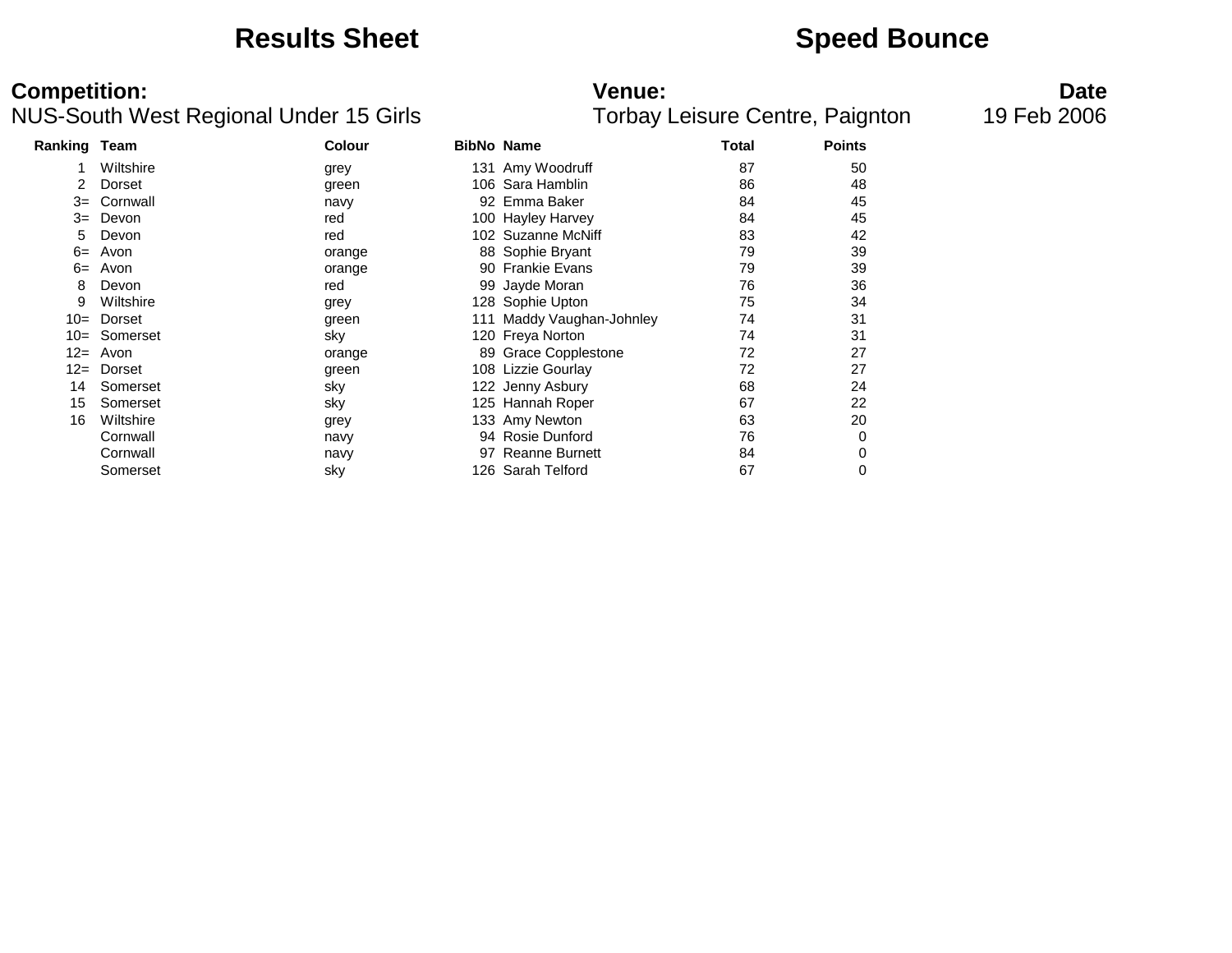# Results Sheet

# Speed Bounce

**Competition:**
NUS-South West Regional Under 15 Girls

**Venue:**
Torbay Leisure Centre, Paignton

**Date**
19 Feb 2006

| Ranking | Team | Colour | BibNo | Name | Total | Points |
|---|---|---|---|---|---|---|
| 1 | Wiltshire | grey | 131 | Amy Woodruff | 87 | 50 |
| 2 | Dorset | green | 106 | Sara Hamblin | 86 | 48 |
| 3= | Cornwall | navy | 92 | Emma Baker | 84 | 45 |
| 3= | Devon | red | 100 | Hayley Harvey | 84 | 45 |
| 5 | Devon | red | 102 | Suzanne McNiff | 83 | 42 |
| 6= | Avon | orange | 88 | Sophie Bryant | 79 | 39 |
| 6= | Avon | orange | 90 | Frankie Evans | 79 | 39 |
| 8 | Devon | red | 99 | Jayde Moran | 76 | 36 |
| 9 | Wiltshire | grey | 128 | Sophie Upton | 75 | 34 |
| 10= | Dorset | green | 111 | Maddy Vaughan-Johnley | 74 | 31 |
| 10= | Somerset | sky | 120 | Freya Norton | 74 | 31 |
| 12= | Avon | orange | 89 | Grace Copplestone | 72 | 27 |
| 12= | Dorset | green | 108 | Lizzie Gourlay | 72 | 27 |
| 14 | Somerset | sky | 122 | Jenny Asbury | 68 | 24 |
| 15 | Somerset | sky | 125 | Hannah Roper | 67 | 22 |
| 16 | Wiltshire | grey | 133 | Amy Newton | 63 | 20 |
| | Cornwall | navy | 94 | Rosie Dunford | 76 | 0 |
| | Cornwall | navy | 97 | Reanne Burnett | 84 | 0 |
| | Somerset | sky | 126 | Sarah Telford | 67 | 0 |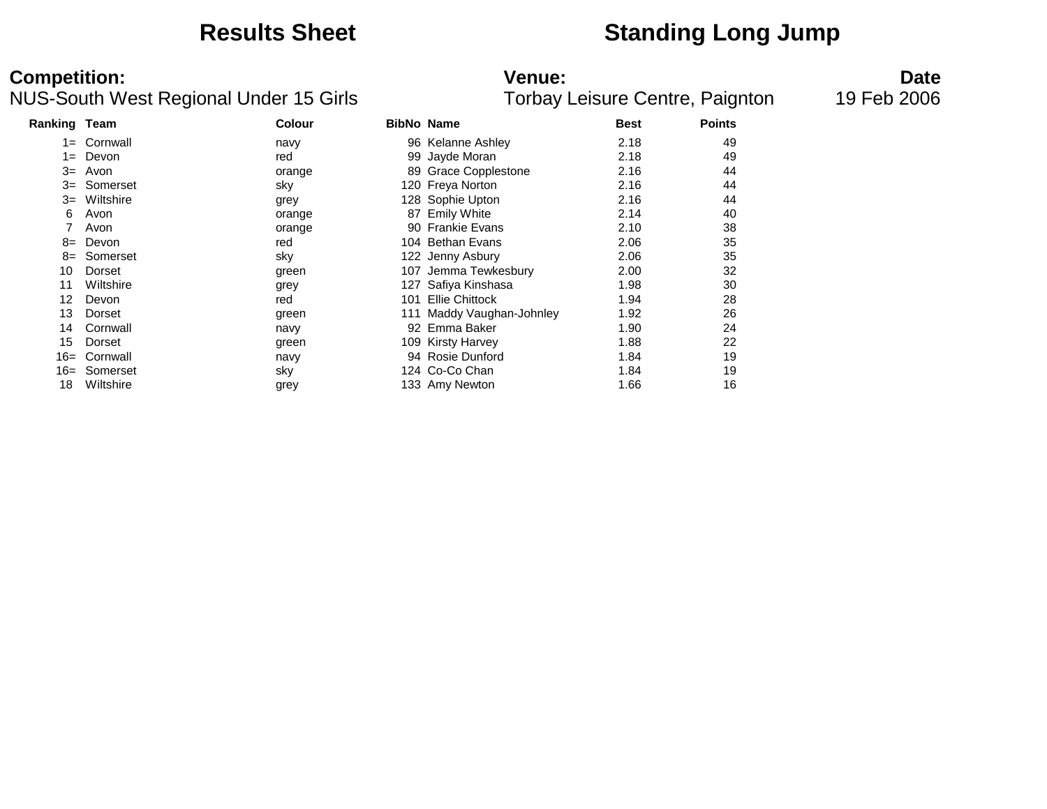# Results Sheet

# Standing Long Jump

**Competition:**
NUS-South West Regional Under 15 Girls

**Venue:**
Torbay Leisure Centre, Paignton

**Date**
19 Feb 2006

| Ranking | Team | Colour | BibNo | Name | Best | Points |
|---|---|---|---|---|---|---|
| 1= | Cornwall | navy | 96 | Kelanne Ashley | 2.18 | 49 |
| 1= | Devon | red | 99 | Jayde Moran | 2.18 | 49 |
| 3= | Avon | orange | 89 | Grace Copplestone | 2.16 | 44 |
| 3= | Somerset | sky | 120 | Freya Norton | 2.16 | 44 |
| 3= | Wiltshire | grey | 128 | Sophie Upton | 2.16 | 44 |
| 6 | Avon | orange | 87 | Emily White | 2.14 | 40 |
| 7 | Avon | orange | 90 | Frankie Evans | 2.10 | 38 |
| 8= | Devon | red | 104 | Bethan Evans | 2.06 | 35 |
| 8= | Somerset | sky | 122 | Jenny Asbury | 2.06 | 35 |
| 10 | Dorset | green | 107 | Jemma Tewkesbury | 2.00 | 32 |
| 11 | Wiltshire | grey | 127 | Safiya Kinshasa | 1.98 | 30 |
| 12 | Devon | red | 101 | Ellie Chittock | 1.94 | 28 |
| 13 | Dorset | green | 111 | Maddy Vaughan-Johnley | 1.92 | 26 |
| 14 | Cornwall | navy | 92 | Emma Baker | 1.90 | 24 |
| 15 | Dorset | green | 109 | Kirsty Harvey | 1.88 | 22 |
| 16= | Cornwall | navy | 94 | Rosie Dunford | 1.84 | 19 |
| 16= | Somerset | sky | 124 | Co-Co Chan | 1.84 | 19 |
| 18 | Wiltshire | grey | 133 | Amy Newton | 1.66 | 16 |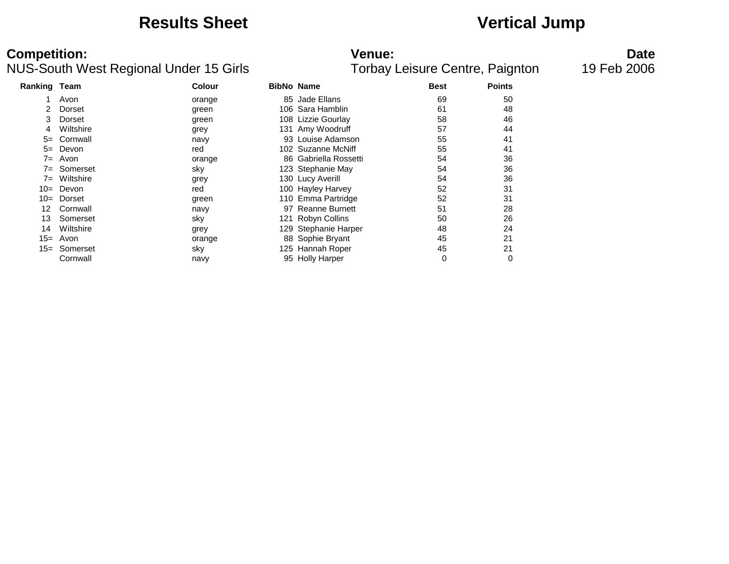# Results Sheet

# Vertical Jump

**Competition:**
NUS-South West Regional Under 15 Girls

**Venue:**
Torbay Leisure Centre, Paignton

**Date**
19 Feb 2006

| Ranking | Team | Colour | BibNo | Name | Best | Points |
|---|---|---|---|---|---|---|
| 1 | Avon | orange | 85 | Jade Ellans | 69 | 50 |
| 2 | Dorset | green | 106 | Sara Hamblin | 61 | 48 |
| 3 | Dorset | green | 108 | Lizzie Gourlay | 58 | 46 |
| 4 | Wiltshire | grey | 131 | Amy Woodruff | 57 | 44 |
| 5= | Cornwall | navy | 93 | Louise Adamson | 55 | 41 |
| 5= | Devon | red | 102 | Suzanne McNiff | 55 | 41 |
| 7= | Avon | orange | 86 | Gabriella Rossetti | 54 | 36 |
| 7= | Somerset | sky | 123 | Stephanie May | 54 | 36 |
| 7= | Wiltshire | grey | 130 | Lucy Averill | 54 | 36 |
| 10= | Devon | red | 100 | Hayley Harvey | 52 | 31 |
| 10= | Dorset | green | 110 | Emma Partridge | 52 | 31 |
| 12 | Cornwall | navy | 97 | Reanne Burnett | 51 | 28 |
| 13 | Somerset | sky | 121 | Robyn Collins | 50 | 26 |
| 14 | Wiltshire | grey | 129 | Stephanie Harper | 48 | 24 |
| 15= | Avon | orange | 88 | Sophie Bryant | 45 | 21 |
| 15= | Somerset | sky | 125 | Hannah Roper | 45 | 21 |
| | Cornwall | navy | 95 | Holly Harper | 0 | 0 |